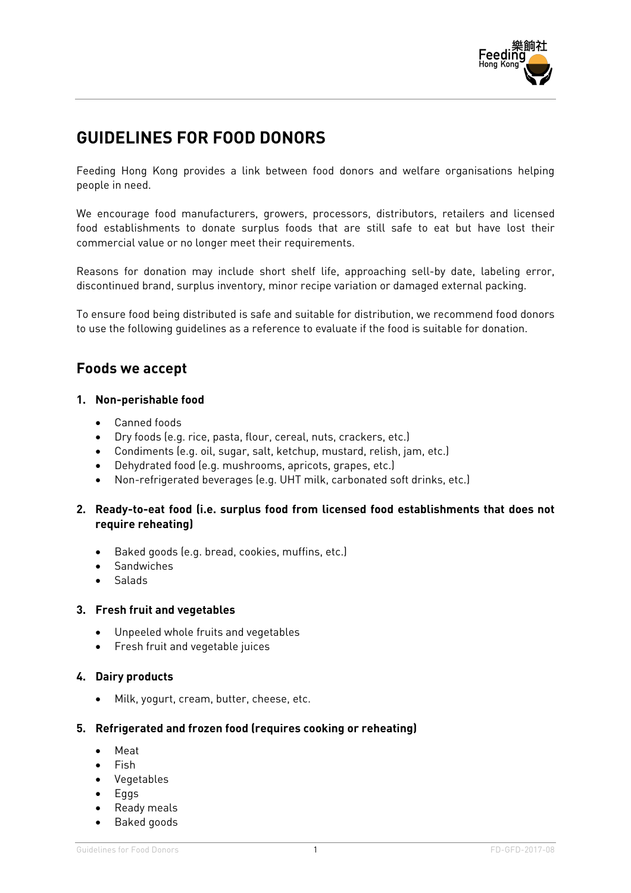# GUIDELINES FOR FOOD DONORS

Feeding Hong Kong provides a link between food donors and welfare organisations helping people in need.

We encourage food manufacturers, growers, processors, distributors, retailers and licensed food establishments to donate surplus foods that are still safe to eat but have lost their commercial value or no longer meet their requirements.

Reasons for donation may include short shelf life, approaching sell-by date, labeling error, discontinued brand, surplus inventory, minor recipe variation or damaged external packing.

To ensure food being distributed is safe and suitable for distribution, we recommend food donors to use the following guidelines as a reference to evaluate if the food is suitable for donation.

## Foods we accept

### 1. Non-perishable food

- Canned foods
- Dry foods (e.g. rice, pasta, flour, cereal, nuts, crackers, etc.)
- Condiments (e.g. oil, sugar, salt, ketchup, mustard, relish, jam, etc.)
- Dehydrated food (e.g. mushrooms, apricots, grapes, etc.)
- Non-refrigerated beverages (e.g. UHT milk, carbonated soft drinks, etc.)

### 2. Ready-to-eat food (i.e. surplus food from licensed food establishments that does not require reheating)

- Baked goods (e.g. bread, cookies, muffins, etc.)
- Sandwiches
- Salads

### 3. Fresh fruit and vegetables

- Unpeeled whole fruits and vegetables
- Fresh fruit and vegetable juices

### 4. Dairy products

- Milk, yogurt, cream, butter, cheese, etc.

### 5. Refrigerated and frozen food (requires cooking or reheating)

- Meat
- Fish
- Vegetables
- Eggs
- Ready meals
- Baked goods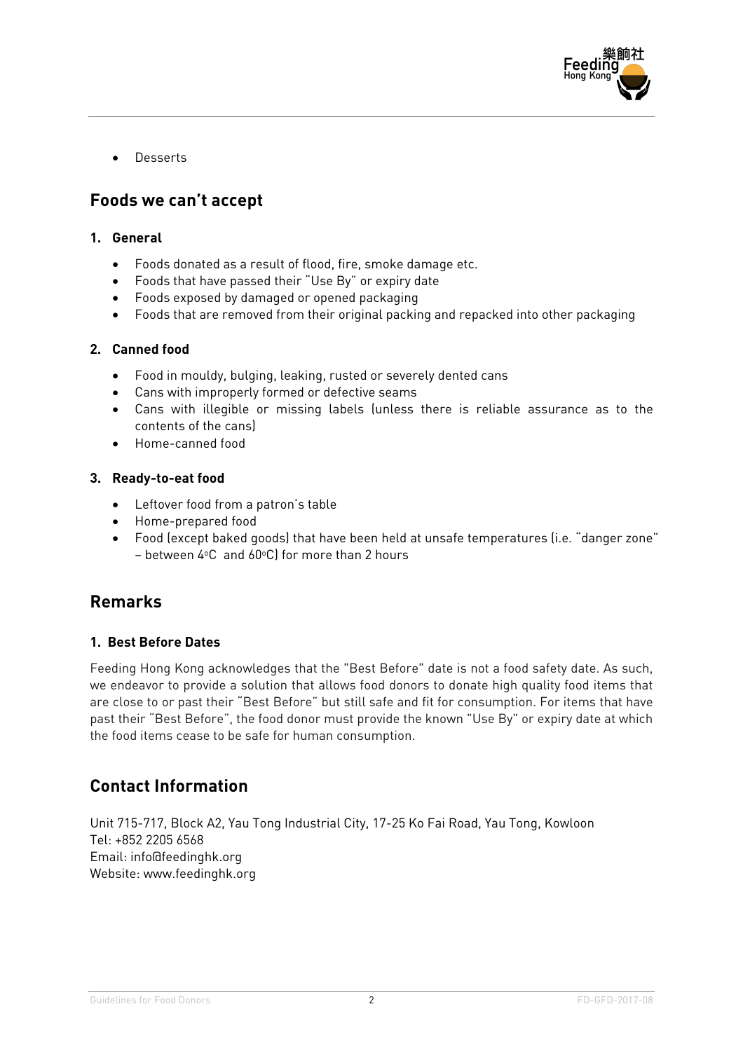- Desserts

## Foods we can't accept

### 1. General

- Foods donated as a result of flood, fire, smoke damage etc.
- Foods that have passed their "Use By" or expiry date
- Foods exposed by damaged or opened packaging
- Foods that are removed from their original packing and repacked into other packaging

### 2. Canned food

- Food in mouldy, bulging, leaking, rusted or severely dented cans
- Cans with improperly formed or defective seams
- Cans with illegible or missing labels (unless there is reliable assurance as to the contents of the cans)
- Home-canned food

### 3. Ready-to-eat food

- Leftover food from a patron's table
- Home-prepared food
- Food (except baked goods) that have been held at unsafe temperatures (i.e. "danger zone" – between 4ºC and 60ºC) for more than 2 hours

## Remarks

### 1. Best Before Dates

Feeding Hong Kong acknowledges that the "Best Before" date is not a food safety date. As such, we endeavor to provide a solution that allows food donors to donate high quality food items that are close to or past their "Best Before" but still safe and fit for consumption. For items that have past their "Best Before", the food donor must provide the known "Use By" or expiry date at which the food items cease to be safe for human consumption.

## Contact Information

Unit 715-717, Block A2, Yau Tong Industrial City, 17-25 Ko Fai Road, Yau Tong, Kowloon
Tel: +852 2205 6568
Email: info@feedinghk.org
Website: www.feedinghk.org